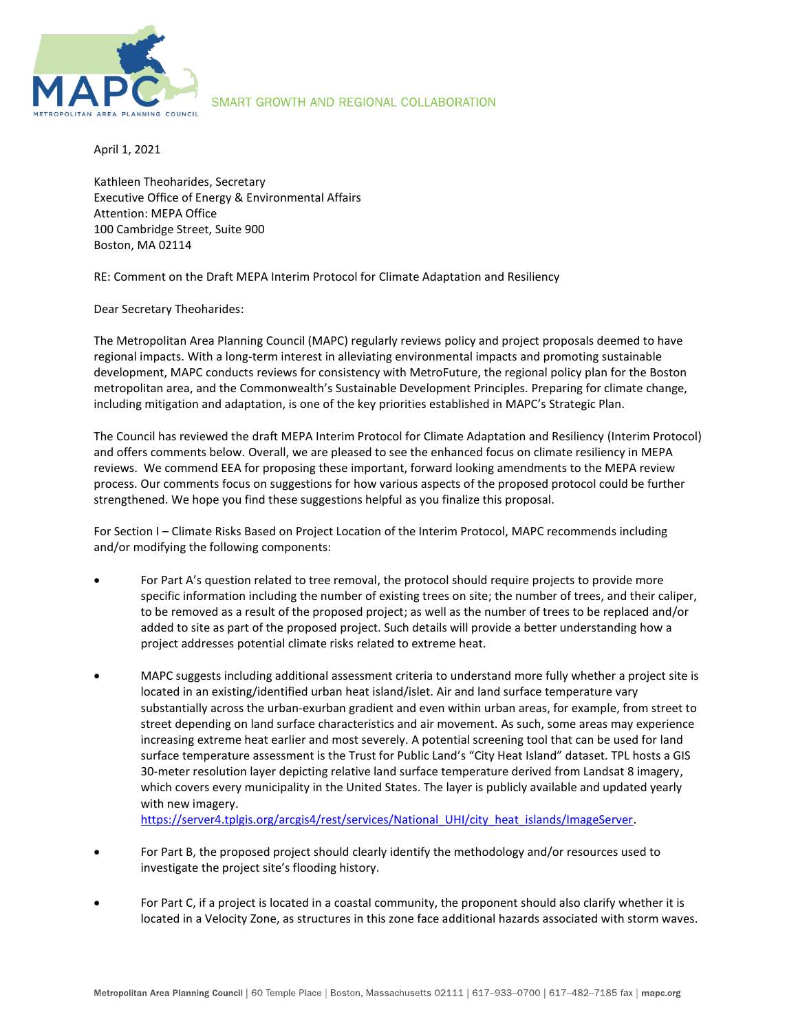SMART GROWTH AND REGIONAL COLLABORATION

April 1, 2021

Kathleen Theoharides, Secretary
Executive Office of Energy & Environmental Affairs
Attention: MEPA Office
100 Cambridge Street, Suite 900
Boston, MA 02114

RE: Comment on the Draft MEPA Interim Protocol for Climate Adaptation and Resiliency

Dear Secretary Theoharides:

The Metropolitan Area Planning Council (MAPC) regularly reviews policy and project proposals deemed to have regional impacts. With a long-term interest in alleviating environmental impacts and promoting sustainable development, MAPC conducts reviews for consistency with MetroFuture, the regional policy plan for the Boston metropolitan area, and the Commonwealth's Sustainable Development Principles. Preparing for climate change, including mitigation and adaptation, is one of the key priorities established in MAPC's Strategic Plan.

The Council has reviewed the draft MEPA Interim Protocol for Climate Adaptation and Resiliency (Interim Protocol) and offers comments below. Overall, we are pleased to see the enhanced focus on climate resiliency in MEPA reviews. We commend EEA for proposing these important, forward looking amendments to the MEPA review process. Our comments focus on suggestions for how various aspects of the proposed protocol could be further strengthened. We hope you find these suggestions helpful as you finalize this proposal.

For Section I – Climate Risks Based on Project Location of the Interim Protocol, MAPC recommends including and/or modifying the following components:

- For Part A's question related to tree removal, the protocol should require projects to provide more specific information including the number of existing trees on site; the number of trees, and their caliper, to be removed as a result of the proposed project; as well as the number of trees to be replaced and/or added to site as part of the proposed project. Such details will provide a better understanding how a project addresses potential climate risks related to extreme heat.

- MAPC suggests including additional assessment criteria to understand more fully whether a project site is located in an existing/identified urban heat island/islet. Air and land surface temperature vary substantially across the urban-exurban gradient and even within urban areas, for example, from street to street depending on land surface characteristics and air movement. As such, some areas may experience increasing extreme heat earlier and most severely. A potential screening tool that can be used for land surface temperature assessment is the Trust for Public Land's "City Heat Island" dataset. TPL hosts a GIS 30-meter resolution layer depicting relative land surface temperature derived from Landsat 8 imagery, which covers every municipality in the United States. The layer is publicly available and updated yearly with new imagery. https://server4.tplgis.org/arcgis4/rest/services/National_UHI/city_heat_islands/ImageServer.

- For Part B, the proposed project should clearly identify the methodology and/or resources used to investigate the project site's flooding history.

- For Part C, if a project is located in a coastal community, the proponent should also clarify whether it is located in a Velocity Zone, as structures in this zone face additional hazards associated with storm waves.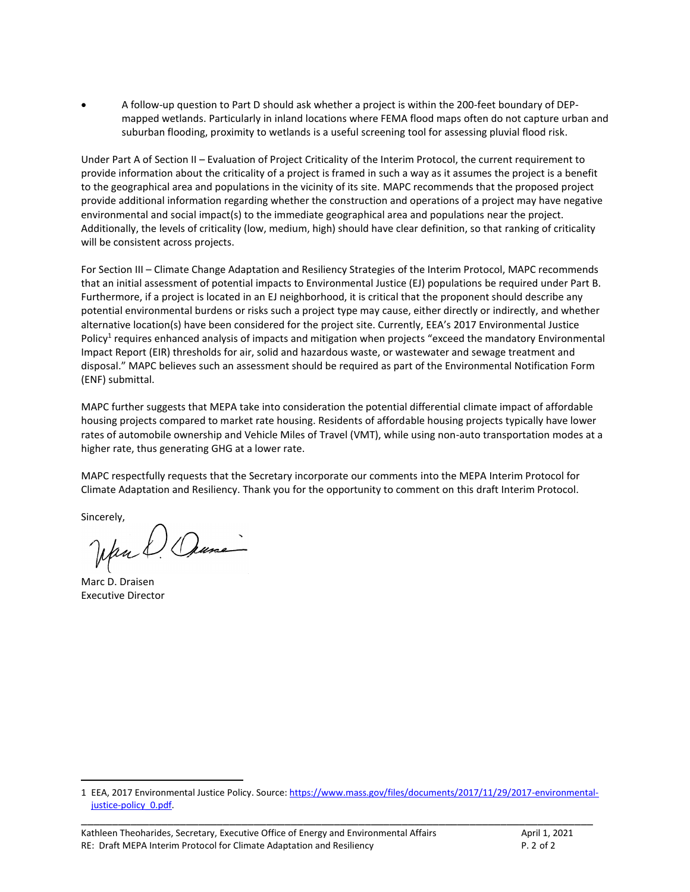- A follow-up question to Part D should ask whether a project is within the 200-feet boundary of DEP-mapped wetlands. Particularly in inland locations where FEMA flood maps often do not capture urban and suburban flooding, proximity to wetlands is a useful screening tool for assessing pluvial flood risk.

Under Part A of Section II – Evaluation of Project Criticality of the Interim Protocol, the current requirement to provide information about the criticality of a project is framed in such a way as it assumes the project is a benefit to the geographical area and populations in the vicinity of its site. MAPC recommends that the proposed project provide additional information regarding whether the construction and operations of a project may have negative environmental and social impact(s) to the immediate geographical area and populations near the project. Additionally, the levels of criticality (low, medium, high) should have clear definition, so that ranking of criticality will be consistent across projects.

For Section III – Climate Change Adaptation and Resiliency Strategies of the Interim Protocol, MAPC recommends that an initial assessment of potential impacts to Environmental Justice (EJ) populations be required under Part B. Furthermore, if a project is located in an EJ neighborhood, it is critical that the proponent should describe any potential environmental burdens or risks such a project type may cause, either directly or indirectly, and whether alternative location(s) have been considered for the project site. Currently, EEA's 2017 Environmental Justice Policy[1] requires enhanced analysis of impacts and mitigation when projects "exceed the mandatory Environmental Impact Report (EIR) thresholds for air, solid and hazardous waste, or wastewater and sewage treatment and disposal." MAPC believes such an assessment should be required as part of the Environmental Notification Form (ENF) submittal.

MAPC further suggests that MEPA take into consideration the potential differential climate impact of affordable housing projects compared to market rate housing. Residents of affordable housing projects typically have lower rates of automobile ownership and Vehicle Miles of Travel (VMT), while using non-auto transportation modes at a higher rate, thus generating GHG at a lower rate.

MAPC respectfully requests that the Secretary incorporate our comments into the MEPA Interim Protocol for Climate Adaptation and Resiliency. Thank you for the opportunity to comment on this draft Interim Protocol.

Sincerely,

Marc D. Draisen
Executive Director

---

1 EEA, 2017 Environmental Justice Policy. Source: https://www.mass.gov/files/documents/2017/11/29/2017-environmental-justice-policy_0.pdf.